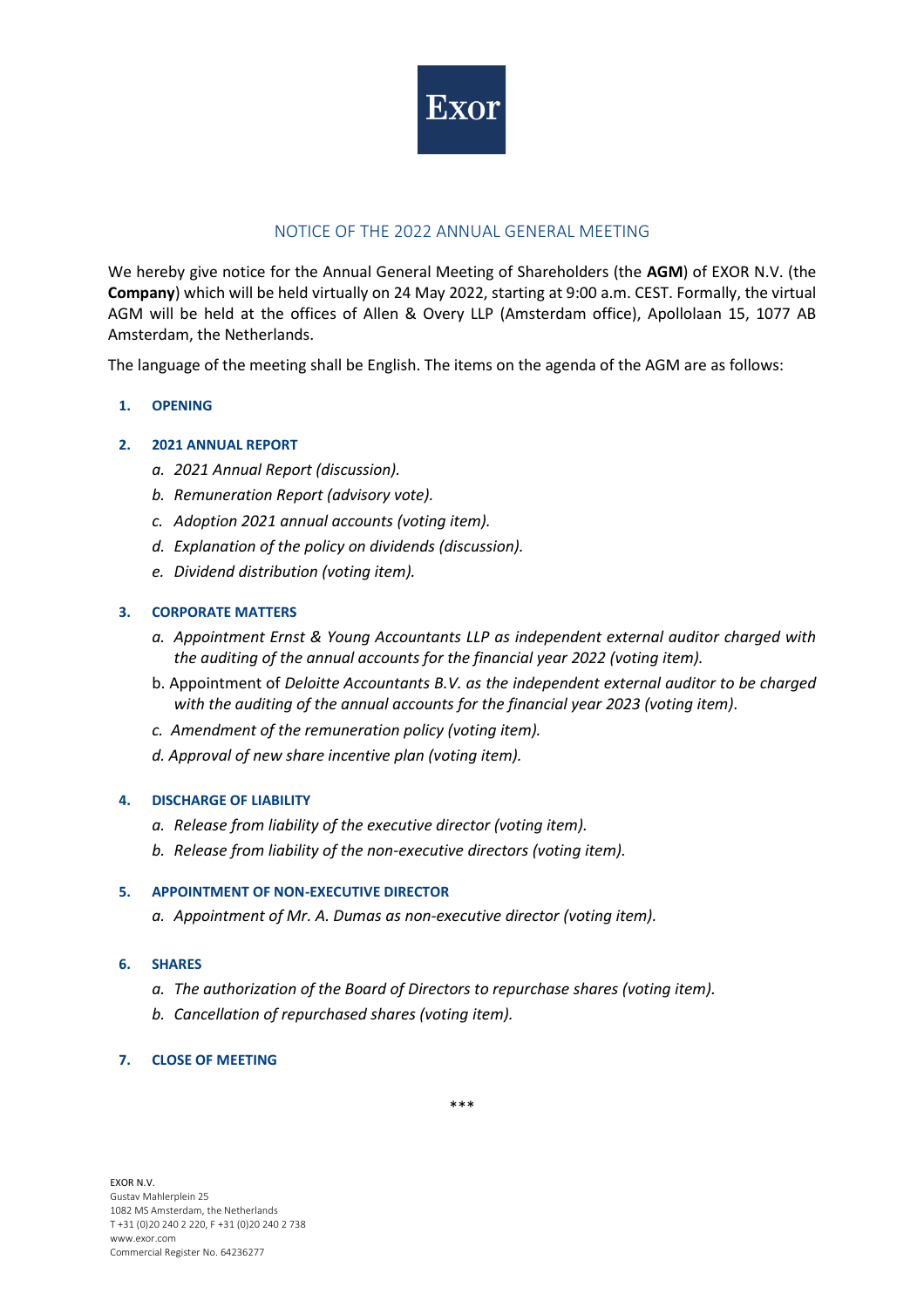Exor

# NOTICE OF THE 2022 ANNUAL GENERAL MEETING

We hereby give notice for the Annual General Meeting of Shareholders (the **AGM**) of EXOR N.V. (the **Company**) which will be held virtually on 24 May 2022, starting at 9:00 a.m. CEST. Formally, the virtual AGM will be held at the offices of Allen & Overy LLP (Amsterdam office), Apollolaan 15, 1077 AB Amsterdam, the Netherlands.

The language of the meeting shall be English. The items on the agenda of the AGM are as follows:

1. **OPENING**

2. **2021 ANNUAL REPORT**
   - *a. 2021 Annual Report (discussion).*
   - *b. Remuneration Report (advisory vote).*
   - *c. Adoption 2021 annual accounts (voting item).*
   - *d. Explanation of the policy on dividends (discussion).*
   - *e. Dividend distribution (voting item).*

3. **CORPORATE MATTERS**
   - *a. Appointment Ernst & Young Accountants LLP as independent external auditor charged with the auditing of the annual accounts for the financial year 2022 (voting item).*
   - b. Appointment of *Deloitte Accountants B.V. as the independent external auditor to be charged with the auditing of the annual accounts for the financial year 2023 (voting item)*.
   - *c. Amendment of the remuneration policy (voting item).*
   - *d. Approval of new share incentive plan (voting item).*

4. **DISCHARGE OF LIABILITY**
   - *a. Release from liability of the executive director (voting item).*
   - *b. Release from liability of the non-executive directors (voting item).*

5. **APPOINTMENT OF NON-EXECUTIVE DIRECTOR**
   - *a. Appointment of Mr. A. Dumas as non-executive director (voting item).*

6. **SHARES**
   - *a. The authorization of the Board of Directors to repurchase shares (voting item).*
   - *b. Cancellation of repurchased shares (voting item).*

7. **CLOSE OF MEETING**

***

EXOR N.V.
Gustav Mahlerplein 25
1082 MS Amsterdam, the Netherlands
T +31 (0)20 240 2 220, F +31 (0)20 240 2 738
www.exor.com
Commercial Register No. 64236277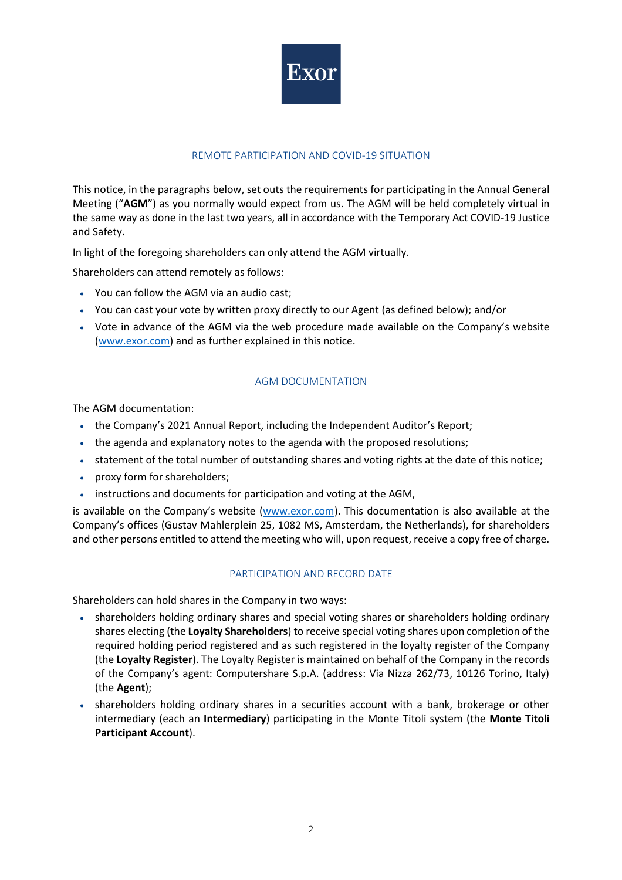## REMOTE PARTICIPATION AND COVID-19 SITUATION

This notice, in the paragraphs below, set outs the requirements for participating in the Annual General Meeting ("**AGM**") as you normally would expect from us. The AGM will be held completely virtual in the same way as done in the last two years, all in accordance with the Temporary Act COVID-19 Justice and Safety.

In light of the foregoing shareholders can only attend the AGM virtually.

Shareholders can attend remotely as follows:

- You can follow the AGM via an audio cast;
- You can cast your vote by written proxy directly to our Agent (as defined below); and/or
- Vote in advance of the AGM via the web procedure made available on the Company's website (www.exor.com) and as further explained in this notice.

## AGM DOCUMENTATION

The AGM documentation:

- the Company's 2021 Annual Report, including the Independent Auditor's Report;
- the agenda and explanatory notes to the agenda with the proposed resolutions;
- statement of the total number of outstanding shares and voting rights at the date of this notice;
- proxy form for shareholders;
- instructions and documents for participation and voting at the AGM,

is available on the Company's website (www.exor.com). This documentation is also available at the Company's offices (Gustav Mahlerplein 25, 1082 MS, Amsterdam, the Netherlands), for shareholders and other persons entitled to attend the meeting who will, upon request, receive a copy free of charge.

## PARTICIPATION AND RECORD DATE

Shareholders can hold shares in the Company in two ways:

- shareholders holding ordinary shares and special voting shares or shareholders holding ordinary shares electing (the **Loyalty Shareholders**) to receive special voting shares upon completion of the required holding period registered and as such registered in the loyalty register of the Company (the **Loyalty Register**). The Loyalty Register is maintained on behalf of the Company in the records of the Company's agent: Computershare S.p.A. (address: Via Nizza 262/73, 10126 Torino, Italy) (the **Agent**);
- shareholders holding ordinary shares in a securities account with a bank, brokerage or other intermediary (each an **Intermediary**) participating in the Monte Titoli system (the **Monte Titoli Participant Account**).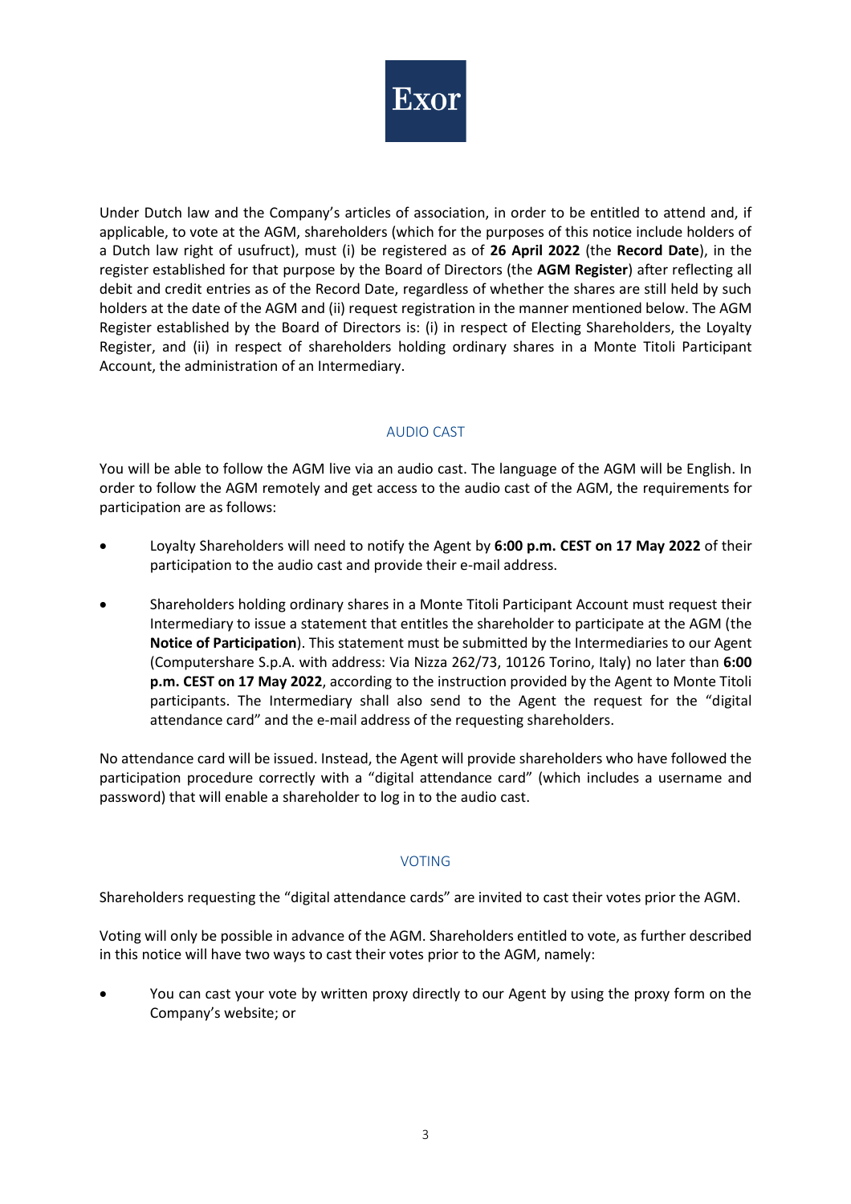Under Dutch law and the Company's articles of association, in order to be entitled to attend and, if applicable, to vote at the AGM, shareholders (which for the purposes of this notice include holders of a Dutch law right of usufruct), must (i) be registered as of **26 April 2022** (the **Record Date**), in the register established for that purpose by the Board of Directors (the **AGM Register**) after reflecting all debit and credit entries as of the Record Date, regardless of whether the shares are still held by such holders at the date of the AGM and (ii) request registration in the manner mentioned below. The AGM Register established by the Board of Directors is: (i) in respect of Electing Shareholders, the Loyalty Register, and (ii) in respect of shareholders holding ordinary shares in a Monte Titoli Participant Account, the administration of an Intermediary.

## AUDIO CAST

You will be able to follow the AGM live via an audio cast. The language of the AGM will be English. In order to follow the AGM remotely and get access to the audio cast of the AGM, the requirements for participation are as follows:

- Loyalty Shareholders will need to notify the Agent by **6:00 p.m. CEST on 17 May 2022** of their participation to the audio cast and provide their e-mail address.
- Shareholders holding ordinary shares in a Monte Titoli Participant Account must request their Intermediary to issue a statement that entitles the shareholder to participate at the AGM (the **Notice of Participation**). This statement must be submitted by the Intermediaries to our Agent (Computershare S.p.A. with address: Via Nizza 262/73, 10126 Torino, Italy) no later than **6:00 p.m. CEST on 17 May 2022**, according to the instruction provided by the Agent to Monte Titoli participants. The Intermediary shall also send to the Agent the request for the "digital attendance card" and the e-mail address of the requesting shareholders.

No attendance card will be issued. Instead, the Agent will provide shareholders who have followed the participation procedure correctly with a "digital attendance card" (which includes a username and password) that will enable a shareholder to log in to the audio cast.

## VOTING

Shareholders requesting the "digital attendance cards" are invited to cast their votes prior the AGM.

Voting will only be possible in advance of the AGM. Shareholders entitled to vote, as further described in this notice will have two ways to cast their votes prior to the AGM, namely:

- You can cast your vote by written proxy directly to our Agent by using the proxy form on the Company's website; or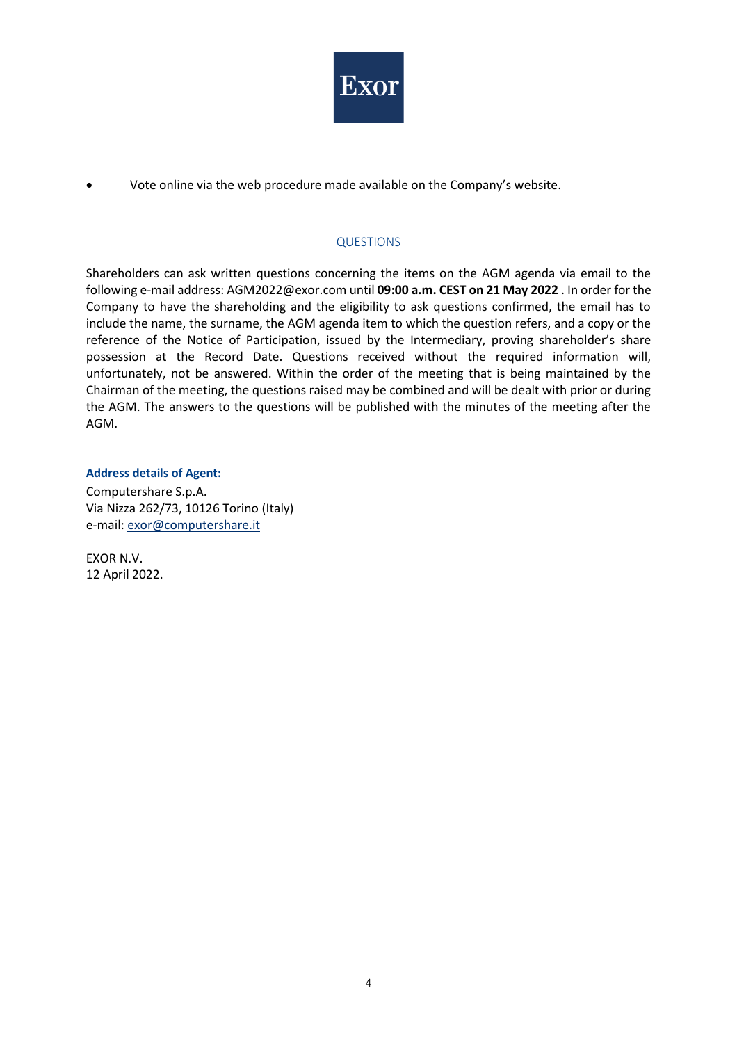- Vote online via the web procedure made available on the Company's website.

## QUESTIONS

Shareholders can ask written questions concerning the items on the AGM agenda via email to the following e-mail address: AGM2022@exor.com until **09:00 a.m. CEST on 21 May 2022** . In order for the Company to have the shareholding and the eligibility to ask questions confirmed, the email has to include the name, the surname, the AGM agenda item to which the question refers, and a copy or the reference of the Notice of Participation, issued by the Intermediary, proving shareholder's share possession at the Record Date. Questions received without the required information will, unfortunately, not be answered. Within the order of the meeting that is being maintained by the Chairman of the meeting, the questions raised may be combined and will be dealt with prior or during the AGM. The answers to the questions will be published with the minutes of the meeting after the AGM.

**Address details of Agent:**

Computershare S.p.A.
Via Nizza 262/73, 10126 Torino (Italy)
e-mail: exor@computershare.it

EXOR N.V.
12 April 2022.